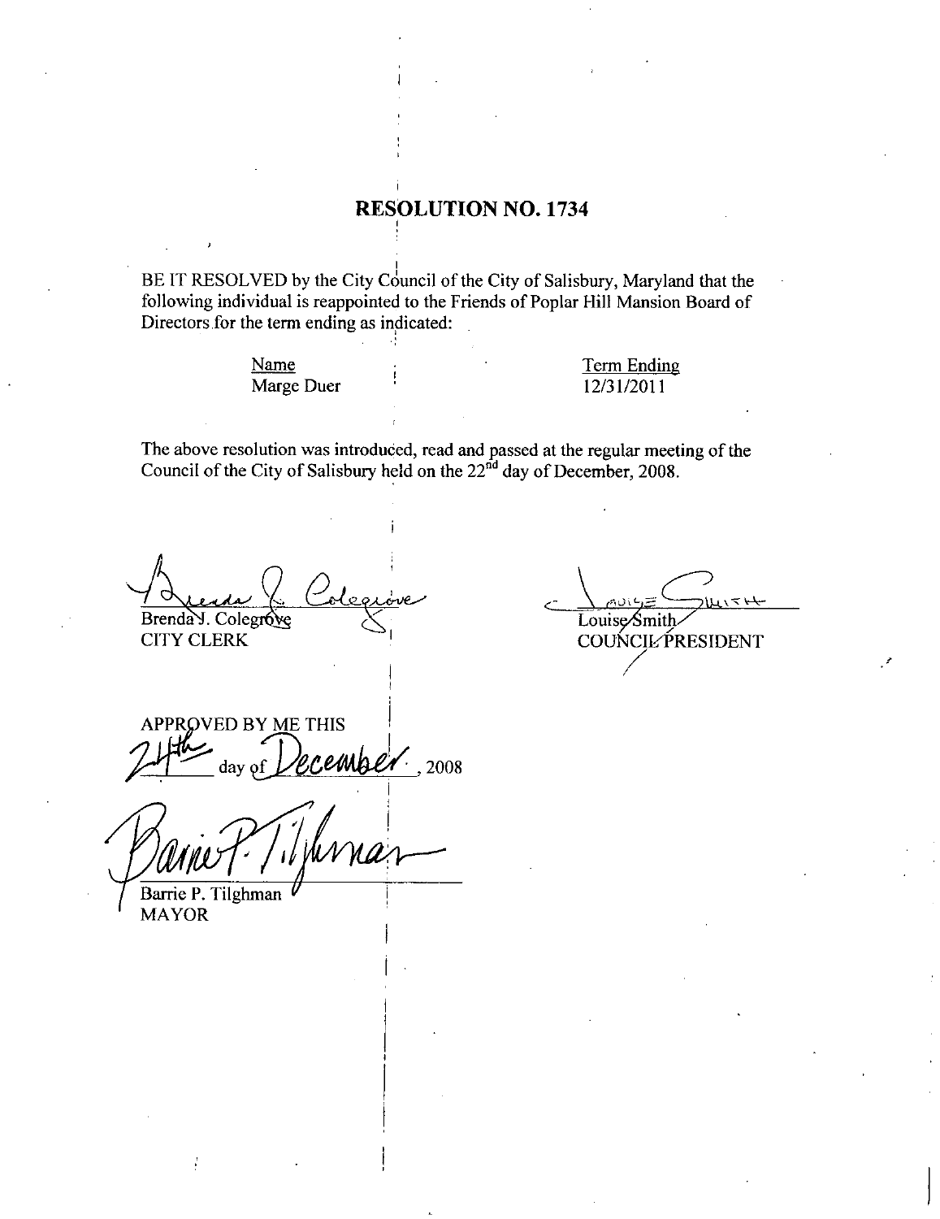# RESOLUTION NO. 1734

BE IT RESOLVED by the City Council of the City of Salisbury, Maryland that the following individual is reappointed to the Friends of Poplar Hill Mansion Board of Directors for the term ending as indicated:

| Name | Term Ending |
|---|---|
| Marge Duer | 12/31/2011 |

The above resolution was introduced, read and passed at the regular meeting of the Council of the City of Salisbury held on the 22nd day of December, 2008.

Brenda J. Colegrove
CITY CLERK

Louise Smith
COUNCIL PRESIDENT

APPROVED BY ME THIS 24th day of December, 2008

Barrie P. Tilghman
MAYOR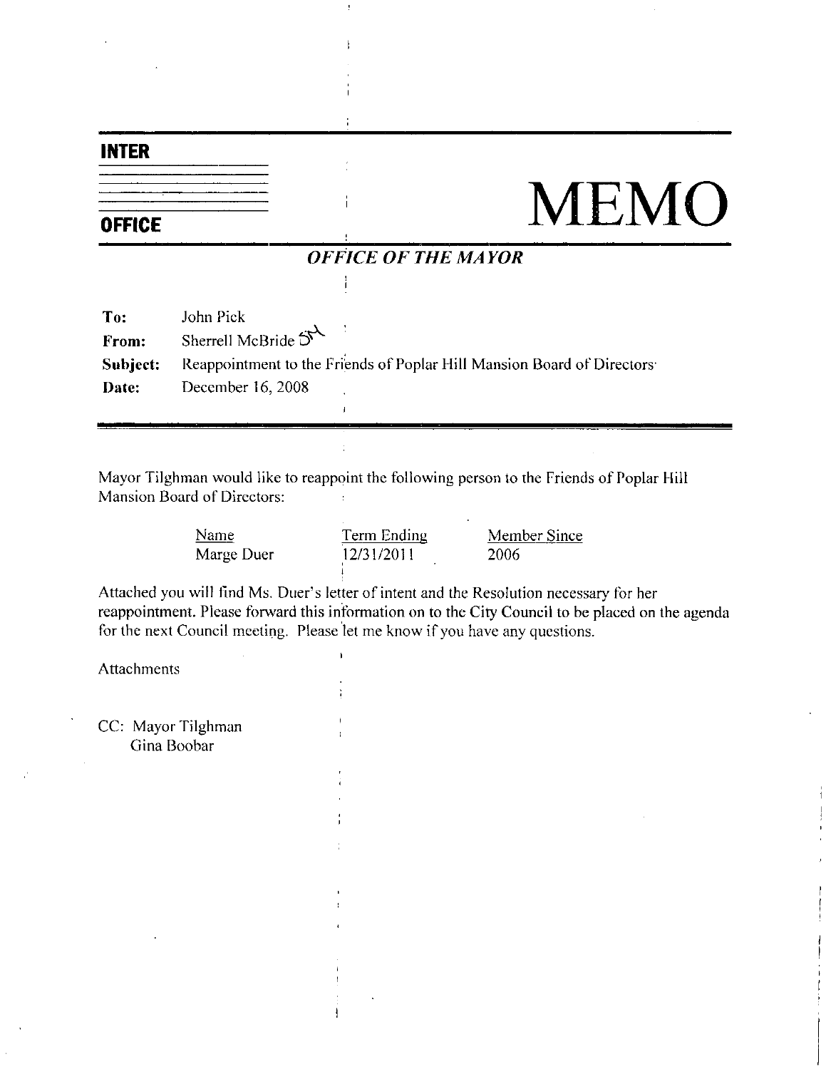**INTER OFFICE**

# MEMO

## *OFFICE OF THE MAYOR*

**To:** John Pick
**From:** Sherrell McBride
**Subject:** Reappointment to the Friends of Poplar Hill Mansion Board of Directors
**Date:** December 16, 2008

Mayor Tilghman would like to reappoint the following person to the Friends of Poplar Hill Mansion Board of Directors:

| Name | Term Ending | Member Since |
|---|---|---|
| Marge Duer | 12/31/2011 | 2006 |

Attached you will find Ms. Duer's letter of intent and the Resolution necessary for her reappointment. Please forward this information on to the City Council to be placed on the agenda for the next Council meeting. Please let me know if you have any questions.

Attachments

CC: Mayor Tilghman
Gina Boobar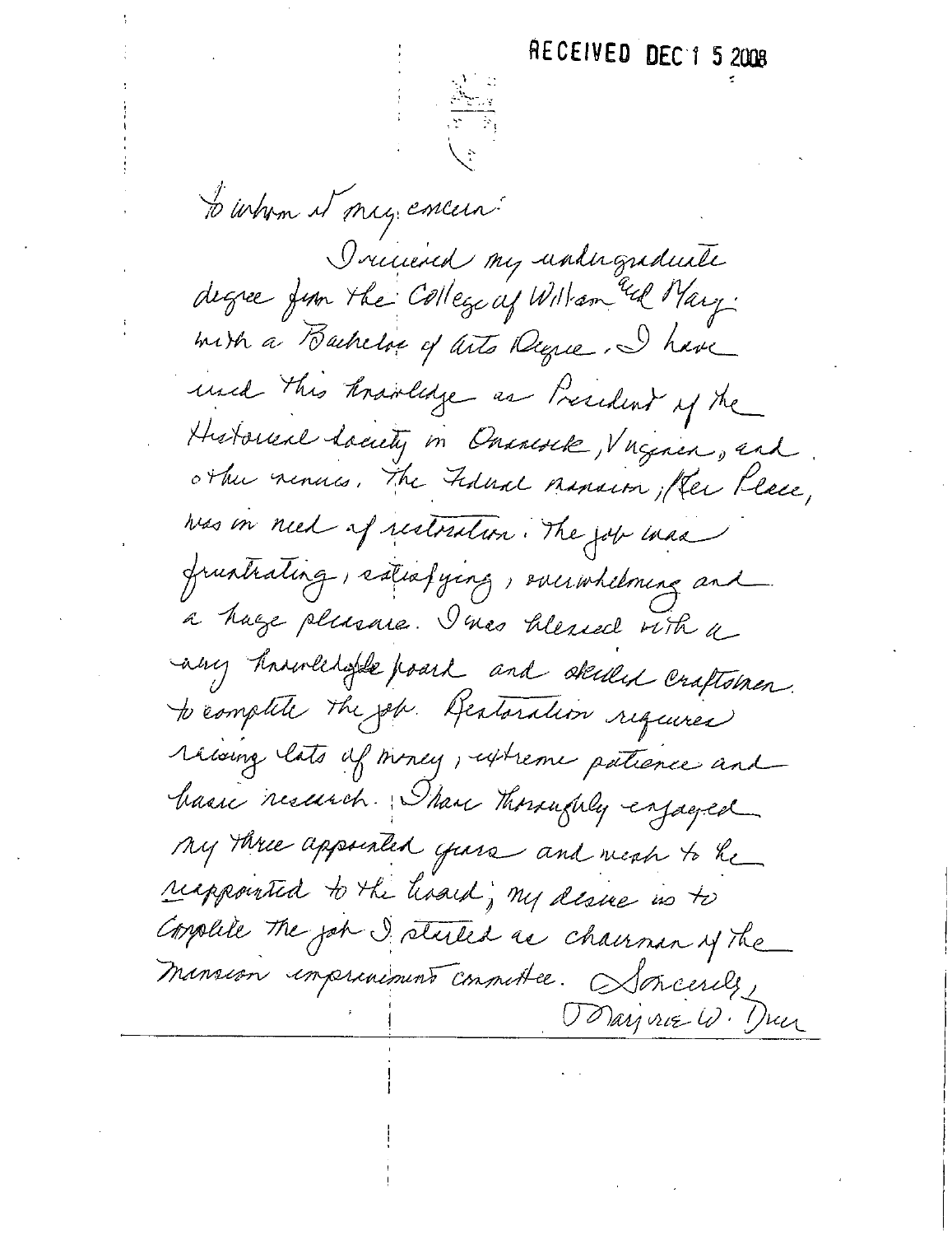RECEIVED DEC 1 5 2008

To whom it may concern:

I received my undergraduate degree from the College of William and Mary with a Bachelor of Arts Degree. I have used this knowledge as President of the Historical Society in Onancock, Virginia, and other venues. The Federal mansion, Ker Place, was in need of restoration. The job was frustrating, satisfying, overwhelming and a huge pleasure. I was blessed with a very knowledgeable board and skilled craftsmen to complete the job. Restoration requires raising lots of money, extreme patience and basic research. I have thoroughly enjoyed my three appointed years and wish to be reappointed to the board; my desire is to complete the job I started as chairman of the mansion improvements committee. Sincerely,

Marjorie W. Dun